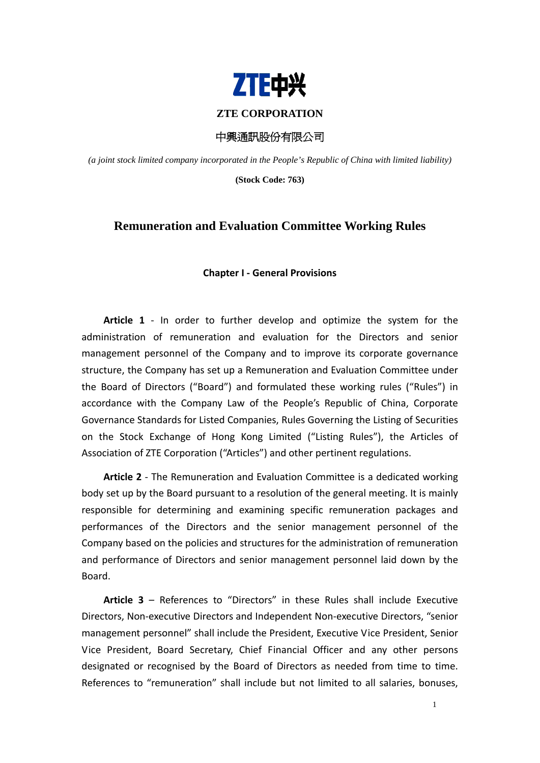# ZTE CORPORATION

中興通訊股份有限公司

*(a joint stock limited company incorporated in the People's Republic of China with limited liability)*

**(Stock Code: 763)**

## Remuneration and Evaluation Committee Working Rules

### Chapter I - General Provisions

**Article 1** - In order to further develop and optimize the system for the administration of remuneration and evaluation for the Directors and senior management personnel of the Company and to improve its corporate governance structure, the Company has set up a Remuneration and Evaluation Committee under the Board of Directors ("Board") and formulated these working rules ("Rules") in accordance with the Company Law of the People's Republic of China, Corporate Governance Standards for Listed Companies, Rules Governing the Listing of Securities on the Stock Exchange of Hong Kong Limited ("Listing Rules"), the Articles of Association of ZTE Corporation ("Articles") and other pertinent regulations.

**Article 2** - The Remuneration and Evaluation Committee is a dedicated working body set up by the Board pursuant to a resolution of the general meeting. It is mainly responsible for determining and examining specific remuneration packages and performances of the Directors and the senior management personnel of the Company based on the policies and structures for the administration of remuneration and performance of Directors and senior management personnel laid down by the Board.

**Article 3** – References to "Directors" in these Rules shall include Executive Directors, Non-executive Directors and Independent Non-executive Directors, "senior management personnel" shall include the President, Executive Vice President, Senior Vice President, Board Secretary, Chief Financial Officer and any other persons designated or recognised by the Board of Directors as needed from time to time. References to "remuneration" shall include but not limited to all salaries, bonuses,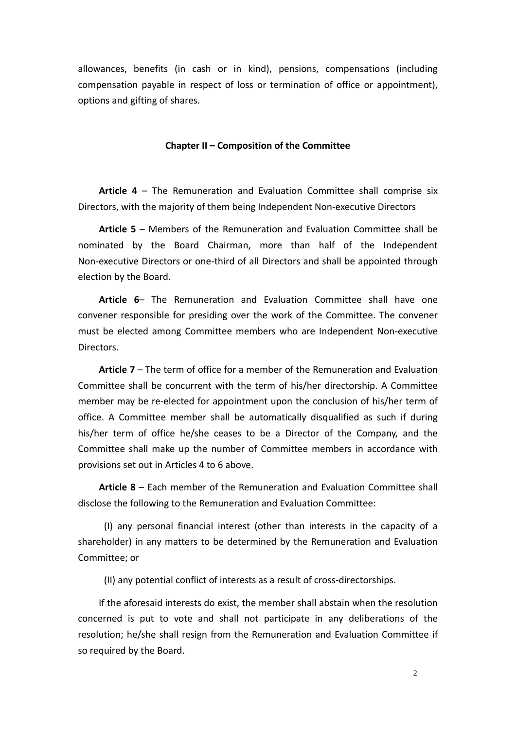allowances, benefits (in cash or in kind), pensions, compensations (including compensation payable in respect of loss or termination of office or appointment), options and gifting of shares.

## Chapter II – Composition of the Committee

**Article 4** – The Remuneration and Evaluation Committee shall comprise six Directors, with the majority of them being Independent Non-executive Directors

**Article 5** – Members of the Remuneration and Evaluation Committee shall be nominated by the Board Chairman, more than half of the Independent Non-executive Directors or one-third of all Directors and shall be appointed through election by the Board.

**Article 6**– The Remuneration and Evaluation Committee shall have one convener responsible for presiding over the work of the Committee. The convener must be elected among Committee members who are Independent Non-executive Directors.

**Article 7** – The term of office for a member of the Remuneration and Evaluation Committee shall be concurrent with the term of his/her directorship. A Committee member may be re-elected for appointment upon the conclusion of his/her term of office. A Committee member shall be automatically disqualified as such if during his/her term of office he/she ceases to be a Director of the Company, and the Committee shall make up the number of Committee members in accordance with provisions set out in Articles 4 to 6 above.

**Article 8** – Each member of the Remuneration and Evaluation Committee shall disclose the following to the Remuneration and Evaluation Committee:

(I) any personal financial interest (other than interests in the capacity of a shareholder) in any matters to be determined by the Remuneration and Evaluation Committee; or

(II) any potential conflict of interests as a result of cross-directorships.

If the aforesaid interests do exist, the member shall abstain when the resolution concerned is put to vote and shall not participate in any deliberations of the resolution; he/she shall resign from the Remuneration and Evaluation Committee if so required by the Board.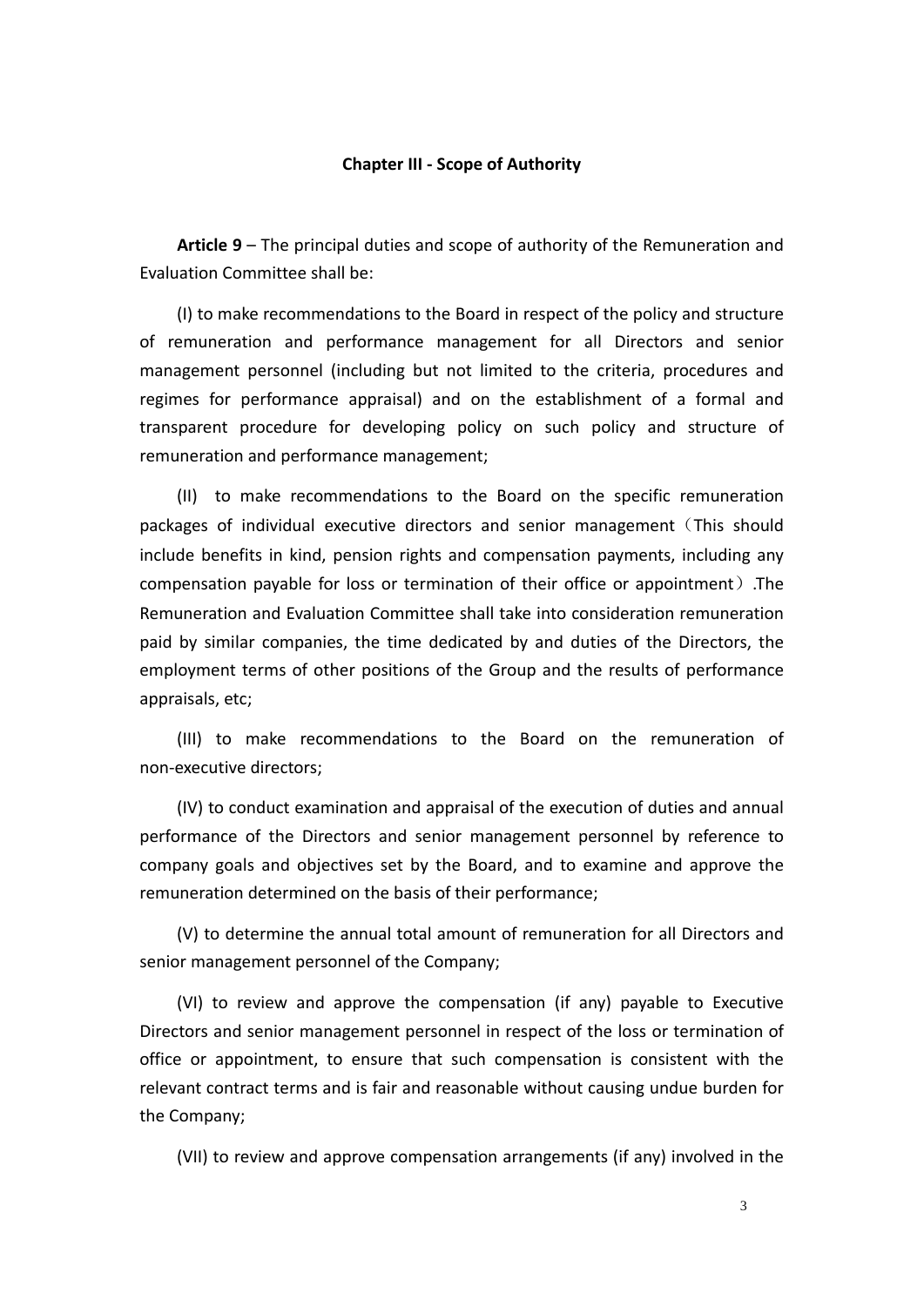**Chapter III - Scope of Authority**

**Article 9** – The principal duties and scope of authority of the Remuneration and Evaluation Committee shall be:

(I) to make recommendations to the Board in respect of the policy and structure of remuneration and performance management for all Directors and senior management personnel (including but not limited to the criteria, procedures and regimes for performance appraisal) and on the establishment of a formal and transparent procedure for developing policy on such policy and structure of remuneration and performance management;

(II) to make recommendations to the Board on the specific remuneration packages of individual executive directors and senior management（This should include benefits in kind, pension rights and compensation payments, including any compensation payable for loss or termination of their office or appointment）.The Remuneration and Evaluation Committee shall take into consideration remuneration paid by similar companies, the time dedicated by and duties of the Directors, the employment terms of other positions of the Group and the results of performance appraisals, etc;

(III) to make recommendations to the Board on the remuneration of non-executive directors;

(IV) to conduct examination and appraisal of the execution of duties and annual performance of the Directors and senior management personnel by reference to company goals and objectives set by the Board, and to examine and approve the remuneration determined on the basis of their performance;

(V) to determine the annual total amount of remuneration for all Directors and senior management personnel of the Company;

(VI) to review and approve the compensation (if any) payable to Executive Directors and senior management personnel in respect of the loss or termination of office or appointment, to ensure that such compensation is consistent with the relevant contract terms and is fair and reasonable without causing undue burden for the Company;

(VII) to review and approve compensation arrangements (if any) involved in the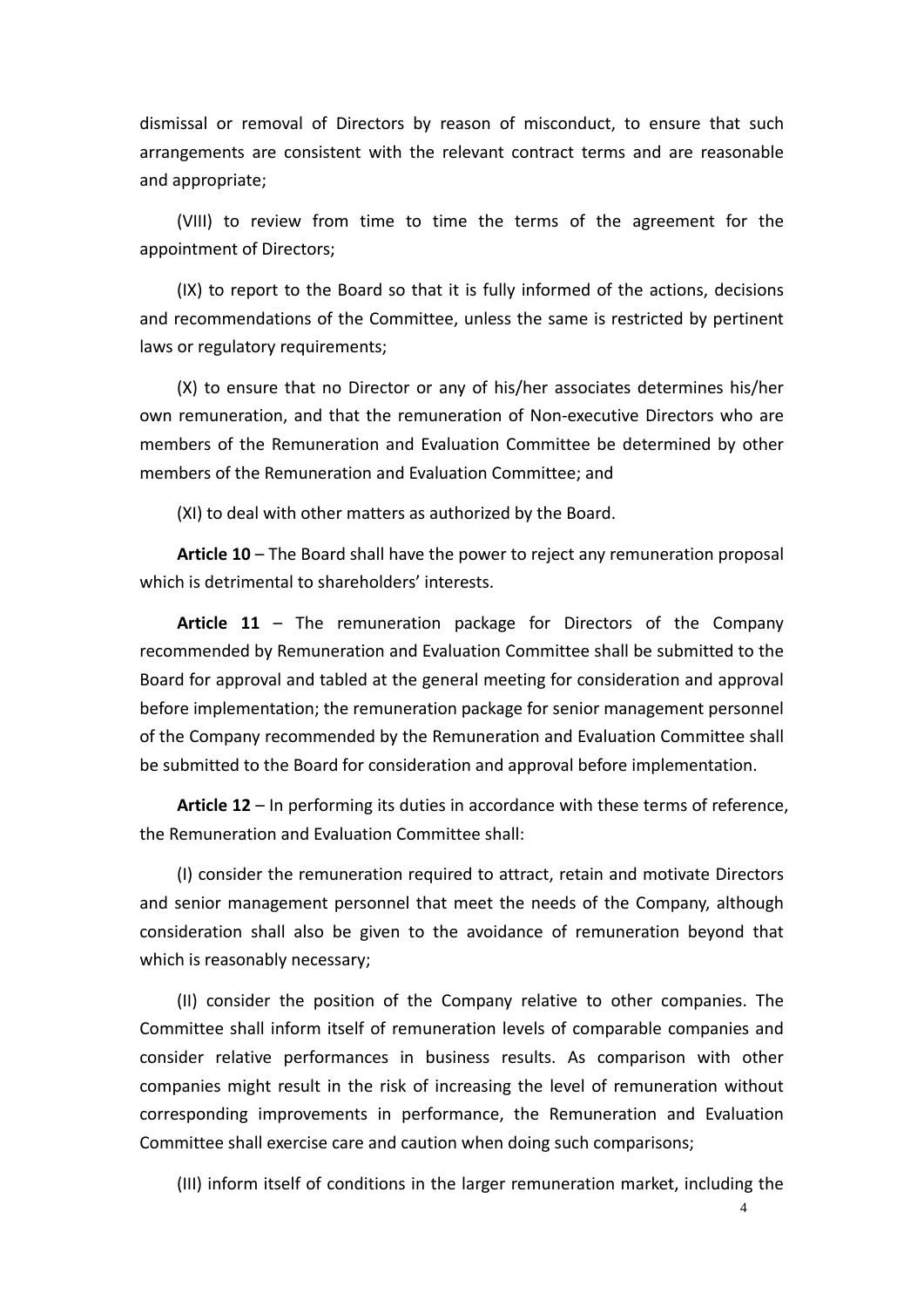dismissal or removal of Directors by reason of misconduct, to ensure that such arrangements are consistent with the relevant contract terms and are reasonable and appropriate;

(VIII) to review from time to time the terms of the agreement for the appointment of Directors;

(IX) to report to the Board so that it is fully informed of the actions, decisions and recommendations of the Committee, unless the same is restricted by pertinent laws or regulatory requirements;

(X) to ensure that no Director or any of his/her associates determines his/her own remuneration, and that the remuneration of Non-executive Directors who are members of the Remuneration and Evaluation Committee be determined by other members of the Remuneration and Evaluation Committee; and

(XI) to deal with other matters as authorized by the Board.

**Article 10** – The Board shall have the power to reject any remuneration proposal which is detrimental to shareholders' interests.

**Article 11** – The remuneration package for Directors of the Company recommended by Remuneration and Evaluation Committee shall be submitted to the Board for approval and tabled at the general meeting for consideration and approval before implementation; the remuneration package for senior management personnel of the Company recommended by the Remuneration and Evaluation Committee shall be submitted to the Board for consideration and approval before implementation.

**Article 12** – In performing its duties in accordance with these terms of reference, the Remuneration and Evaluation Committee shall:

(I) consider the remuneration required to attract, retain and motivate Directors and senior management personnel that meet the needs of the Company, although consideration shall also be given to the avoidance of remuneration beyond that which is reasonably necessary;

(II) consider the position of the Company relative to other companies. The Committee shall inform itself of remuneration levels of comparable companies and consider relative performances in business results. As comparison with other companies might result in the risk of increasing the level of remuneration without corresponding improvements in performance, the Remuneration and Evaluation Committee shall exercise care and caution when doing such comparisons;

(III) inform itself of conditions in the larger remuneration market, including the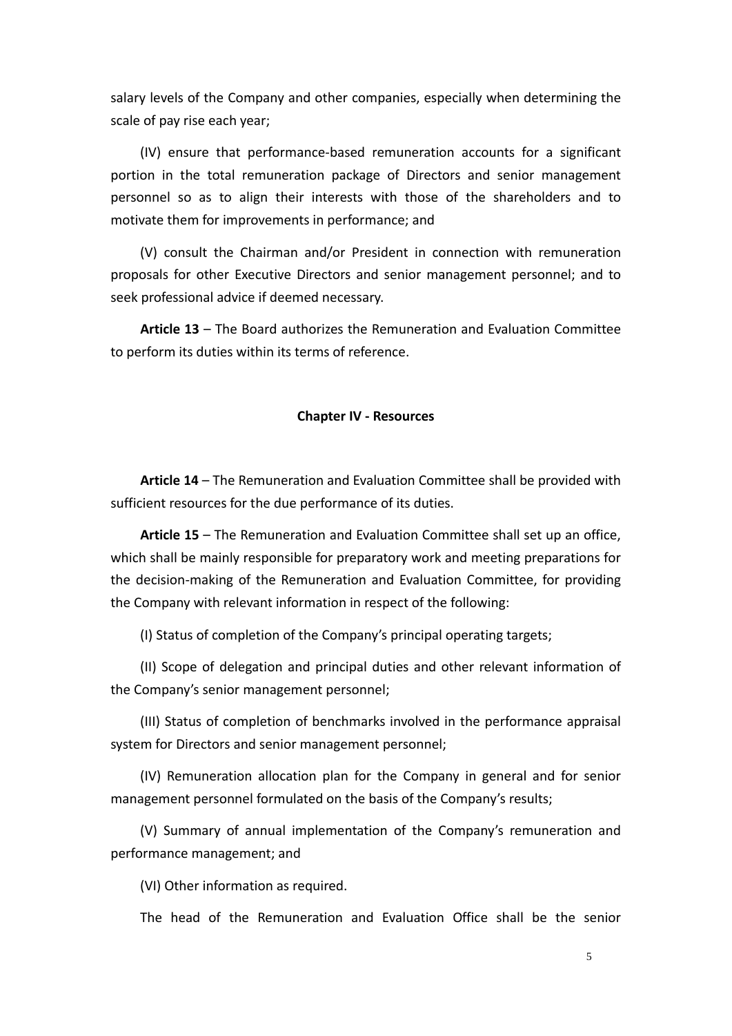salary levels of the Company and other companies, especially when determining the scale of pay rise each year;

(IV) ensure that performance-based remuneration accounts for a significant portion in the total remuneration package of Directors and senior management personnel so as to align their interests with those of the shareholders and to motivate them for improvements in performance; and

(V) consult the Chairman and/or President in connection with remuneration proposals for other Executive Directors and senior management personnel; and to seek professional advice if deemed necessary.

**Article 13** – The Board authorizes the Remuneration and Evaluation Committee to perform its duties within its terms of reference.

## Chapter IV - Resources

**Article 14** – The Remuneration and Evaluation Committee shall be provided with sufficient resources for the due performance of its duties.

**Article 15** – The Remuneration and Evaluation Committee shall set up an office, which shall be mainly responsible for preparatory work and meeting preparations for the decision-making of the Remuneration and Evaluation Committee, for providing the Company with relevant information in respect of the following:

(I) Status of completion of the Company's principal operating targets;

(II) Scope of delegation and principal duties and other relevant information of the Company's senior management personnel;

(III) Status of completion of benchmarks involved in the performance appraisal system for Directors and senior management personnel;

(IV) Remuneration allocation plan for the Company in general and for senior management personnel formulated on the basis of the Company's results;

(V) Summary of annual implementation of the Company's remuneration and performance management; and

(VI) Other information as required.

The head of the Remuneration and Evaluation Office shall be the senior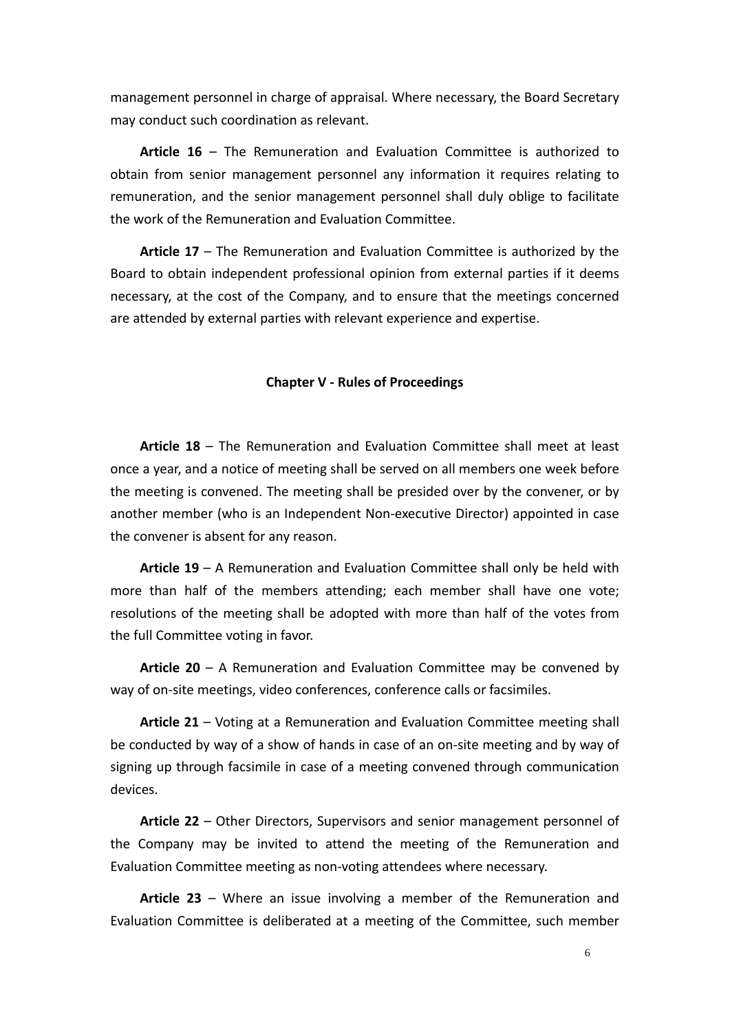management personnel in charge of appraisal. Where necessary, the Board Secretary may conduct such coordination as relevant.

**Article 16** – The Remuneration and Evaluation Committee is authorized to obtain from senior management personnel any information it requires relating to remuneration, and the senior management personnel shall duly oblige to facilitate the work of the Remuneration and Evaluation Committee.

**Article 17** – The Remuneration and Evaluation Committee is authorized by the Board to obtain independent professional opinion from external parties if it deems necessary, at the cost of the Company, and to ensure that the meetings concerned are attended by external parties with relevant experience and expertise.

## Chapter V - Rules of Proceedings

**Article 18** – The Remuneration and Evaluation Committee shall meet at least once a year, and a notice of meeting shall be served on all members one week before the meeting is convened. The meeting shall be presided over by the convener, or by another member (who is an Independent Non-executive Director) appointed in case the convener is absent for any reason.

**Article 19** – A Remuneration and Evaluation Committee shall only be held with more than half of the members attending; each member shall have one vote; resolutions of the meeting shall be adopted with more than half of the votes from the full Committee voting in favor.

**Article 20** – A Remuneration and Evaluation Committee may be convened by way of on-site meetings, video conferences, conference calls or facsimiles.

**Article 21** – Voting at a Remuneration and Evaluation Committee meeting shall be conducted by way of a show of hands in case of an on-site meeting and by way of signing up through facsimile in case of a meeting convened through communication devices.

**Article 22** – Other Directors, Supervisors and senior management personnel of the Company may be invited to attend the meeting of the Remuneration and Evaluation Committee meeting as non-voting attendees where necessary.

**Article 23** – Where an issue involving a member of the Remuneration and Evaluation Committee is deliberated at a meeting of the Committee, such member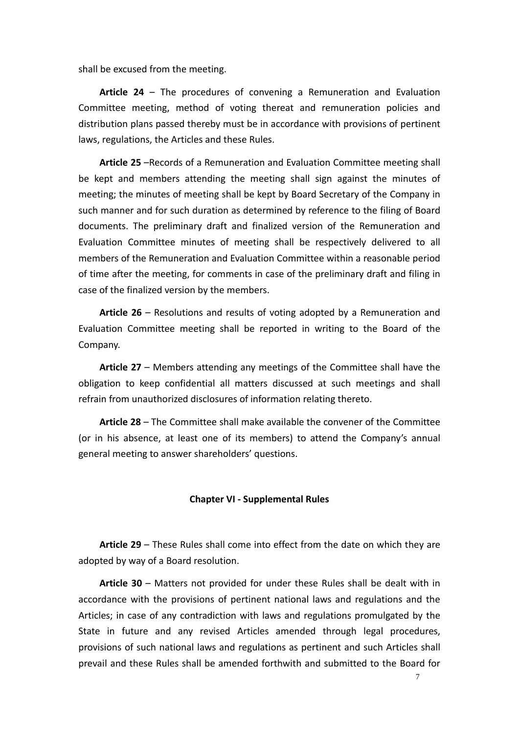shall be excused from the meeting.

**Article 24** – The procedures of convening a Remuneration and Evaluation Committee meeting, method of voting thereat and remuneration policies and distribution plans passed thereby must be in accordance with provisions of pertinent laws, regulations, the Articles and these Rules.

**Article 25** –Records of a Remuneration and Evaluation Committee meeting shall be kept and members attending the meeting shall sign against the minutes of meeting; the minutes of meeting shall be kept by Board Secretary of the Company in such manner and for such duration as determined by reference to the filing of Board documents. The preliminary draft and finalized version of the Remuneration and Evaluation Committee minutes of meeting shall be respectively delivered to all members of the Remuneration and Evaluation Committee within a reasonable period of time after the meeting, for comments in case of the preliminary draft and filing in case of the finalized version by the members.

**Article 26** – Resolutions and results of voting adopted by a Remuneration and Evaluation Committee meeting shall be reported in writing to the Board of the Company.

**Article 27** – Members attending any meetings of the Committee shall have the obligation to keep confidential all matters discussed at such meetings and shall refrain from unauthorized disclosures of information relating thereto.

**Article 28** – The Committee shall make available the convener of the Committee (or in his absence, at least one of its members) to attend the Company's annual general meeting to answer shareholders' questions.

## Chapter VI - Supplemental Rules

**Article 29** – These Rules shall come into effect from the date on which they are adopted by way of a Board resolution.

**Article 30** – Matters not provided for under these Rules shall be dealt with in accordance with the provisions of pertinent national laws and regulations and the Articles; in case of any contradiction with laws and regulations promulgated by the State in future and any revised Articles amended through legal procedures, provisions of such national laws and regulations as pertinent and such Articles shall prevail and these Rules shall be amended forthwith and submitted to the Board for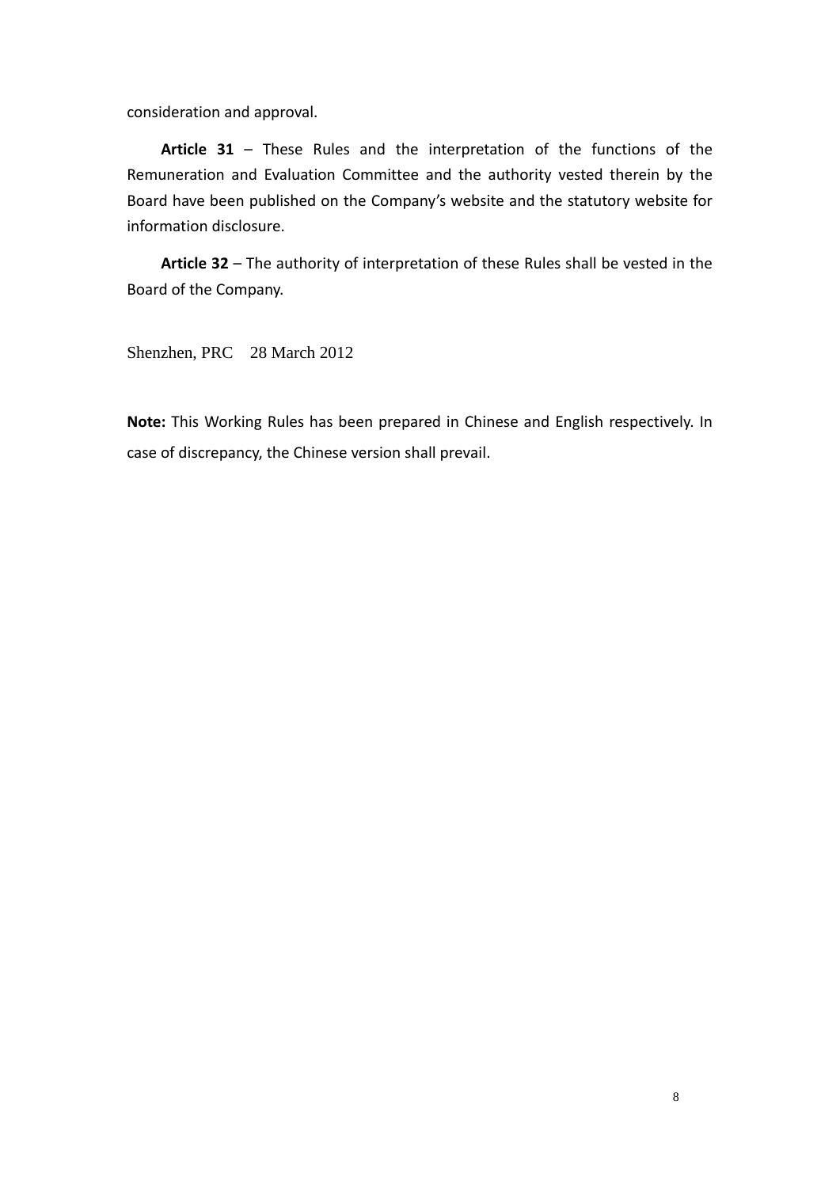consideration and approval.

**Article 31** – These Rules and the interpretation of the functions of the Remuneration and Evaluation Committee and the authority vested therein by the Board have been published on the Company's website and the statutory website for information disclosure.

**Article 32** – The authority of interpretation of these Rules shall be vested in the Board of the Company.

Shenzhen, PRC 28 March 2012

**Note:** This Working Rules has been prepared in Chinese and English respectively. In case of discrepancy, the Chinese version shall prevail.